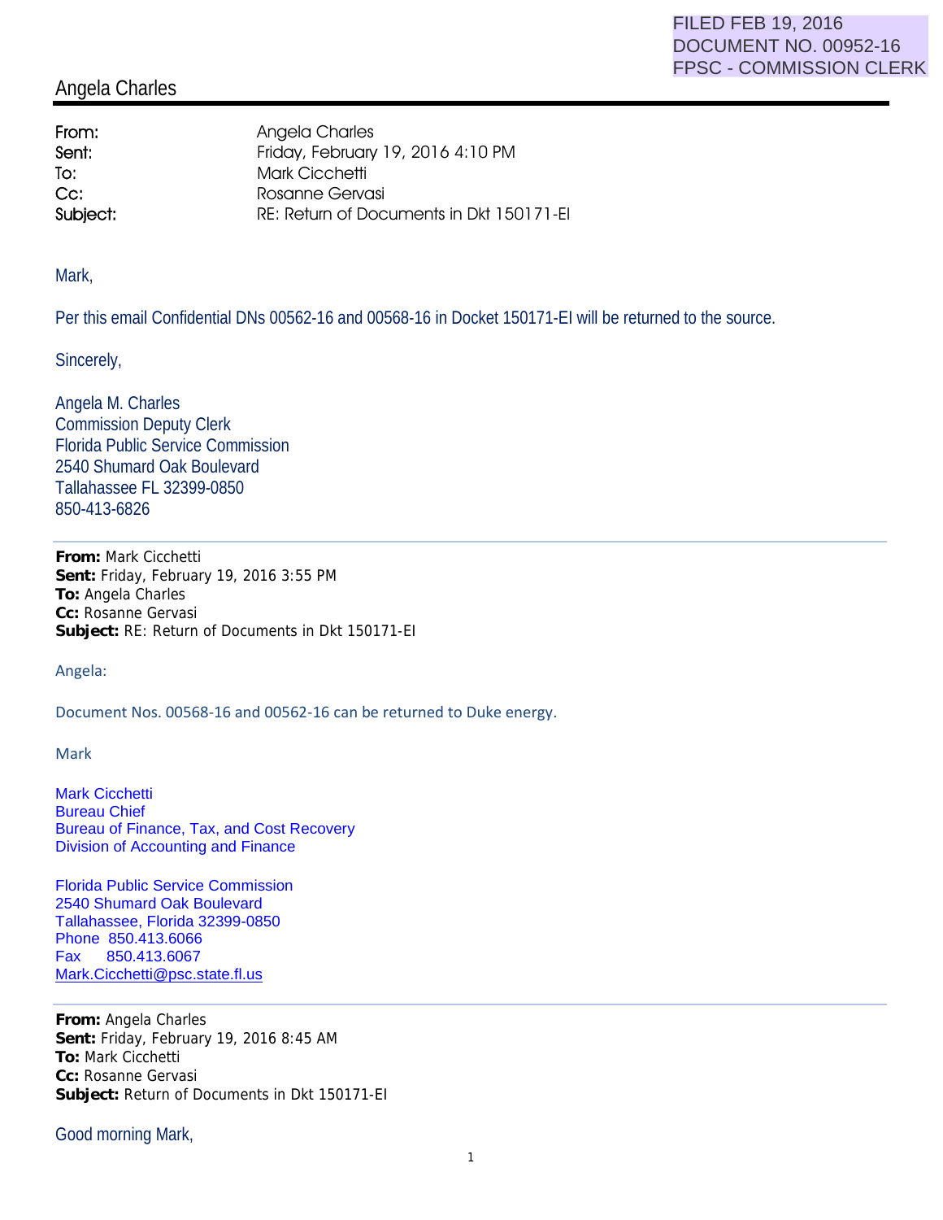FILED FEB 19, 2016
DOCUMENT NO. 00952-16
FPSC - COMMISSION CLERK

# Angela Charles

| | |
|---|---|
| **From:** | Angela Charles |
| **Sent:** | Friday, February 19, 2016 4:10 PM |
| **To:** | Mark Cicchetti |
| **Cc:** | Rosanne Gervasi |
| **Subject:** | RE: Return of Documents in Dkt 150171-EI |

Mark,

Per this email Confidential DNs 00562-16 and 00568-16 in Docket 150171-EI will be returned to the source.

Sincerely,

Angela M. Charles
Commission Deputy Clerk
Florida Public Service Commission
2540 Shumard Oak Boulevard
Tallahassee FL 32399-0850
850-413-6826

---

**From:** Mark Cicchetti
**Sent:** Friday, February 19, 2016 3:55 PM
**To:** Angela Charles
**Cc:** Rosanne Gervasi
**Subject:** RE: Return of Documents in Dkt 150171-EI

Angela:

Document Nos. 00568-16 and 00562-16 can be returned to Duke energy.

Mark

Mark Cicchetti
Bureau Chief
Bureau of Finance, Tax, and Cost Recovery
Division of Accounting and Finance

Florida Public Service Commission
2540 Shumard Oak Boulevard
Tallahassee, Florida 32399-0850
Phone 850.413.6066
Fax 850.413.6067
Mark.Cicchetti@psc.state.fl.us

---

**From:** Angela Charles
**Sent:** Friday, February 19, 2016 8:45 AM
**To:** Mark Cicchetti
**Cc:** Rosanne Gervasi
**Subject:** Return of Documents in Dkt 150171-EI

Good morning Mark,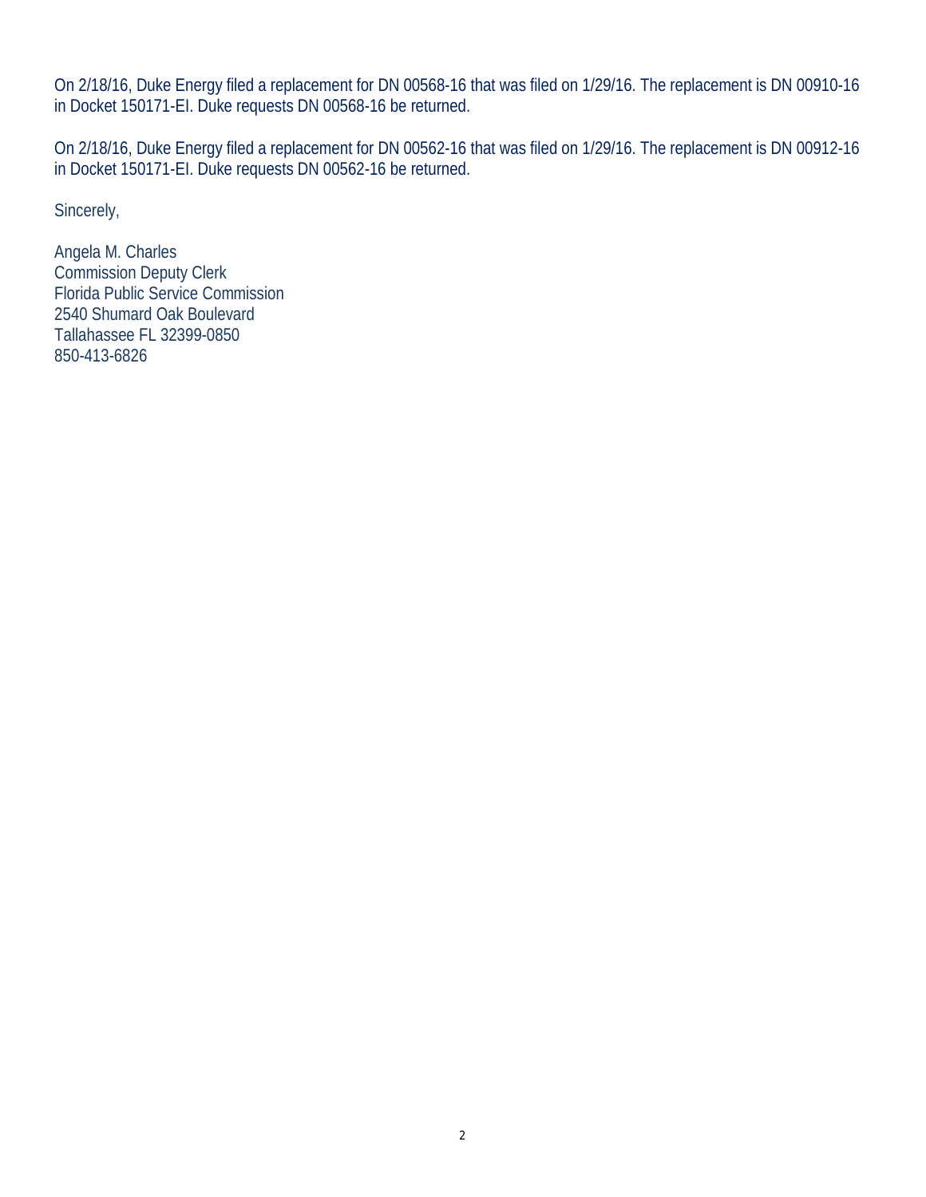On 2/18/16, Duke Energy filed a replacement for DN 00568-16 that was filed on 1/29/16. The replacement is DN 00910-16 in Docket 150171-EI. Duke requests DN 00568-16 be returned.

On 2/18/16, Duke Energy filed a replacement for DN 00562-16 that was filed on 1/29/16. The replacement is DN 00912-16 in Docket 150171-EI. Duke requests DN 00562-16 be returned.

Sincerely,

Angela M. Charles
Commission Deputy Clerk
Florida Public Service Commission
2540 Shumard Oak Boulevard
Tallahassee FL 32399-0850
850-413-6826